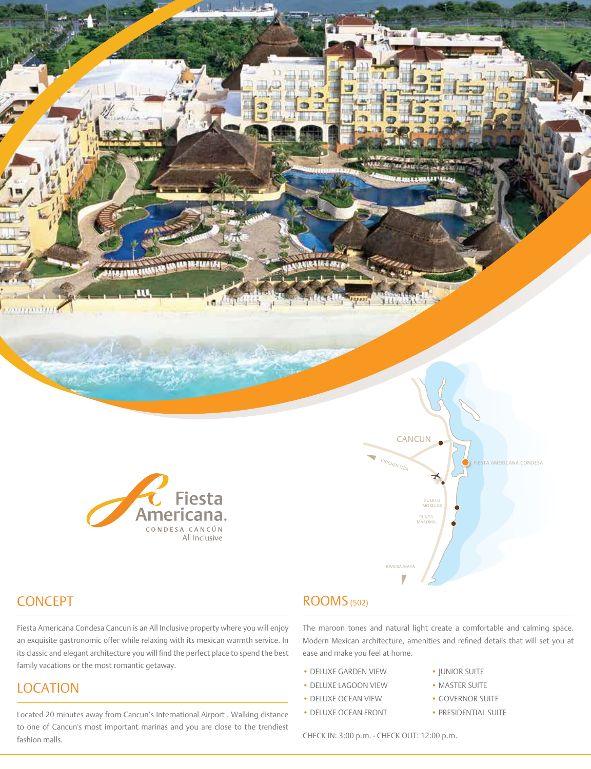Fiesta Americana.
CONDESA CANCÚN
All Inclusive

CANCUN
CHICHEN ITZA
FIESTA AMERICANA CONDESA
PUERTO MORELOS
PUNTA MAROMA
RIVIERA MAYA

## CONCEPT

Fiesta Americana Condesa Cancun is an All Inclusive property where you will enjoy an exquisite gastronomic offer while relaxing with its mexican warmth service. In its classic and elegant architecture you will find the perfect place to spend the best family vacations or the most romantic getaway.

## LOCATION

Located 20 minutes away from Cancun's International Airport . Walking distance to one of Cancun's most important marinas and you are close to the trendiest fashion malls.

## ROOMS (502)

The maroon tones and natural light create a comfortable and calming space. Modern Mexican architecture, amenities and refined details that will set you at ease and make you feel at home.

- DELUXE GARDEN VIEW
- DELUXE LAGOON VIEW
- DELUXE OCEAN VIEW
- DELUXE OCEAN FRONT
- JUNIOR SUITE
- MASTER SUITE
- GOVERNOR SUITE
- PRESIDENTIAL SUITE

CHECK IN: 3:00 p.m. - CHECK OUT: 12:00 p.m.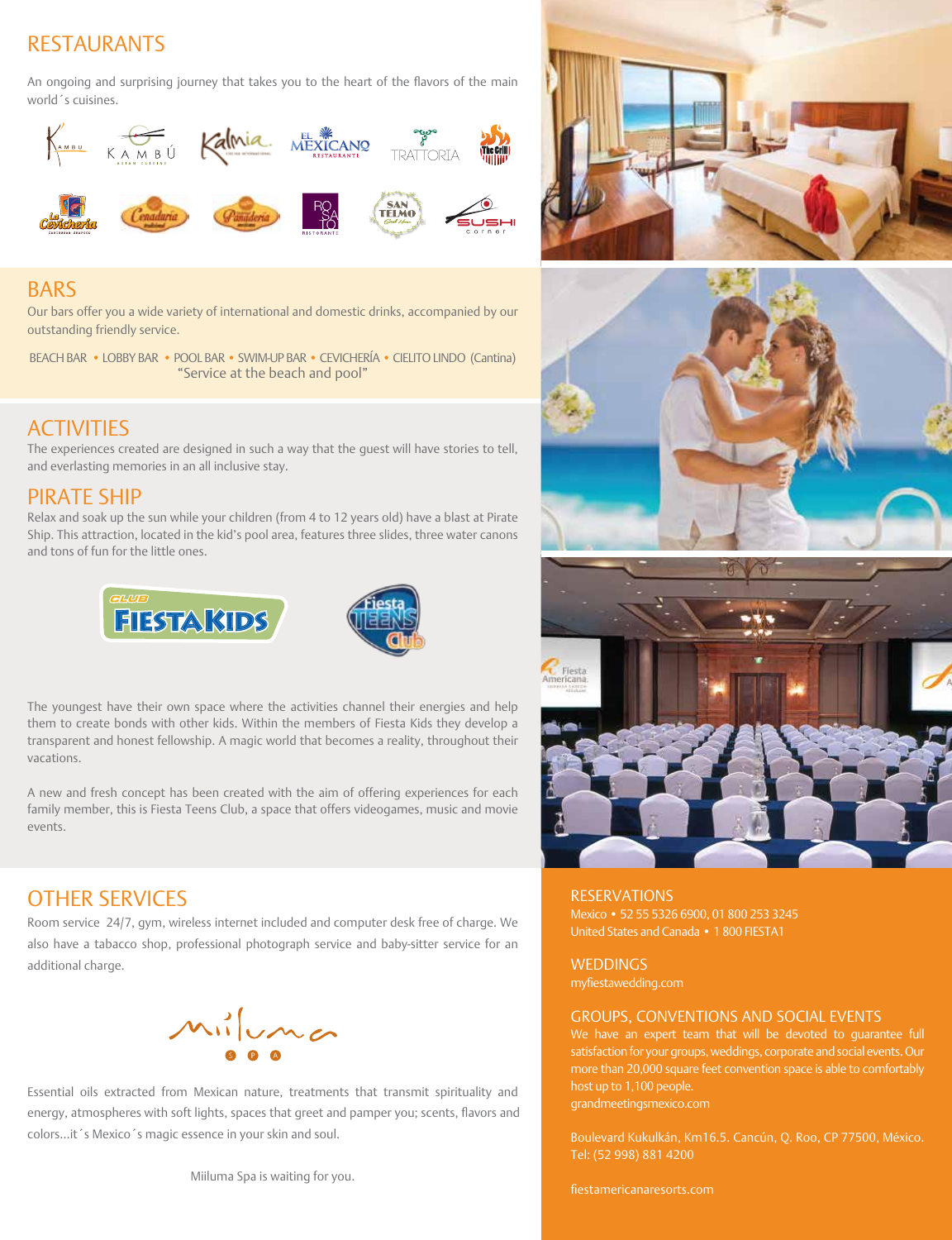## RESTAURANTS

An ongoing and surprising journey that takes you to the heart of the flavors of the main world´s cuisines.

## BARS

Our bars offer you a wide variety of international and domestic drinks, accompanied by our outstanding friendly service.

BEACH BAR • LOBBY BAR • POOL BAR • SWIM-UP BAR • CEVICHERÍA • CIELITO LINDO (Cantina)
"Service at the beach and pool"

## ACTIVITIES

The experiences created are designed in such a way that the guest will have stories to tell, and everlasting memories in an all inclusive stay.

## PIRATE SHIP

Relax and soak up the sun while your children (from 4 to 12 years old) have a blast at Pirate Ship. This attraction, located in the kid's pool area, features three slides, three water canons and tons of fun for the little ones.

The youngest have their own space where the activities channel their energies and help them to create bonds with other kids. Within the members of Fiesta Kids they develop a transparent and honest fellowship. A magic world that becomes a reality, throughout their vacations.

A new and fresh concept has been created with the aim of offering experiences for each family member, this is Fiesta Teens Club, a space that offers videogames, music and movie events.

## OTHER SERVICES

Room service 24/7, gym, wireless internet included and computer desk free of charge. We also have a tabacco shop, professional photograph service and baby-sitter service for an additional charge.

Essential oils extracted from Mexican nature, treatments that transmit spirituality and energy, atmospheres with soft lights, spaces that greet and pamper you; scents, flavors and colors...it´s Mexico´s magic essence in your skin and soul.

Miiluma Spa is waiting for you.

## RESERVATIONS

Mexico • 52 55 5326 6900, 01 800 253 3245
United States and Canada • 1 800 FIESTA1

## WEDDINGS

myfiestawedding.com

## GROUPS, CONVENTIONS AND SOCIAL EVENTS

We have an expert team that will be devoted to guarantee full satisfaction for your groups, weddings, corporate and social events. Our more than 20,000 square feet convention space is able to comfortably host up to 1,100 people.
grandmeetingsmexico.com

Boulevard Kukulkán, Km16.5. Cancún, Q. Roo, CP 77500, México.
Tel: (52 998) 881 4200

fiestamericanaresorts.com